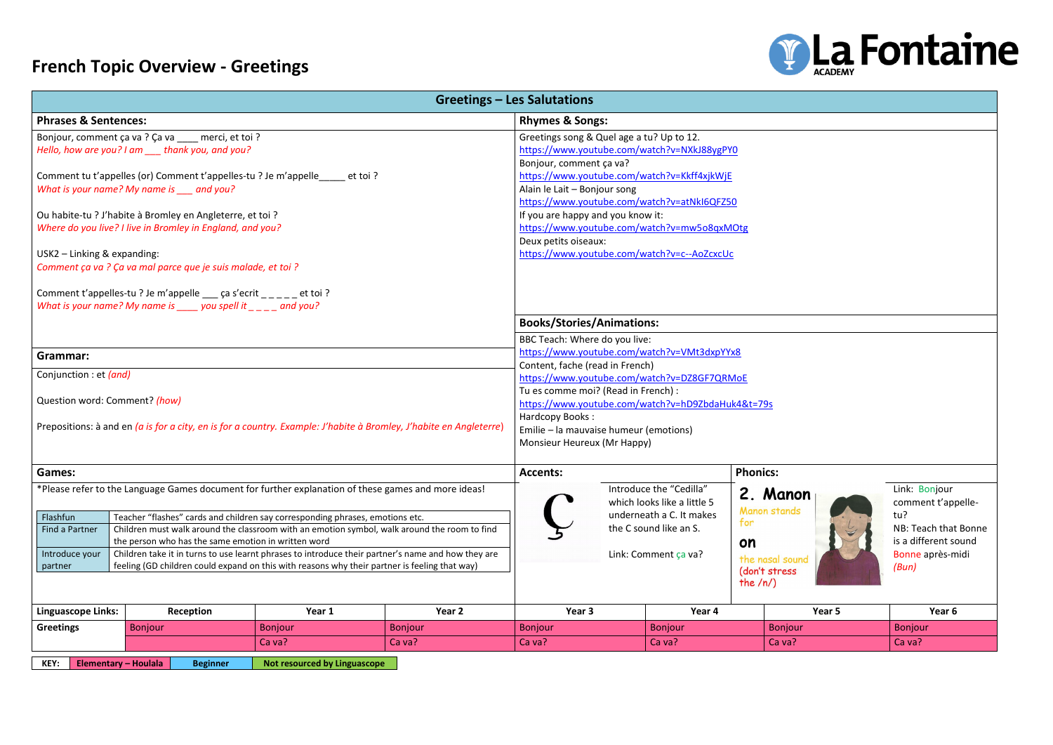# French Topic Overview - Greetings

La Fontaine ACADEMY

## Greetings – Les Salutations

### Phrases & Sentences:

Bonjour, comment ça va ? Ça va ____ merci, et toi ?
*Hello, how are you? I am ___ thank you, and you?*

Comment tu t'appelles (or) Comment t'appelles-tu ? Je m'appelle_____ et toi ?
*What is your name? My name is ___ and you?*

Ou habite-tu ? J'habite à Bromley en Angleterre, et toi ?
*Where do you live? I live in Bromley in England, and you?*

USK2 – Linking & expanding:
*Comment ça va ? Ça va mal parce que je suis malade, et toi ?*

Comment t'appelles-tu ? Je m'appelle ___ ça s'ecrit _ _ _ _ _ et toi ?
*What is your name? My name is ____ you spell it _ _ _ _ and you?*

### Rhymes & Songs:

Greetings song & Quel age a tu? Up to 12.
https://www.youtube.com/watch?v=NXkJ88ygPY0
Bonjour, comment ça va?
https://www.youtube.com/watch?v=Kkff4xjkWjE
Alain le Lait – Bonjour song
https://www.youtube.com/watch?v=atNkI6QFZ50
If you are happy and you know it:
https://www.youtube.com/watch?v=mw5o8qxMOtg
Deux petits oiseaux:
https://www.youtube.com/watch?v=c--AoZcxcUc

### Grammar:

Conjunction : et *(and)*

Question word: Comment? *(how)*

Prepositions: à and en *(a is for a city, en is for a country. Example: J'habite à Bromley, J'habite en Angleterre)*

### Books/Stories/Animations:

BBC Teach: Where do you live:
https://www.youtube.com/watch?v=VMt3dxpYYx8
Content, fache (read in French)
https://www.youtube.com/watch?v=DZ8GF7QRMoE
Tu es comme moi? (Read in French) :
https://www.youtube.com/watch?v=hD9ZbdaHuk4&t=79s
Hardcopy Books :
Emilie – la mauvaise humeur (emotions)
Monsieur Heureux (Mr Happy)

### Games:

*Please refer to the Language Games document for further explanation of these games and more ideas!

| Game | Description |
|---|---|
| Flashfun | Teacher "flashes" cards and children say corresponding phrases, emotions etc. |
| Find a Partner | Children must walk around the classroom with an emotion symbol, walk around the room to find the person who has the same emotion in written word |
| Introducing your partner | Children take it in turns to use learnt phrases to introduce their partner's name and how they are feeling (GD children could expand on this with reasons why their partner is feeling that way) |

### Accents:

Ç

Introduce the "Cedilla" which looks like a little 5 underneath a C. It makes the C sound like an S.

Link: Comment ça va?

### Phonics:

2. Manon

Manon stands for

on

the nasal sound (don't stress the /n/)

Link: Bonjour comment t'appelle-tu?

NB: Teach that Bonne is a different sound Bonne après-midi *(Bun)*

| Linguascope Links: | Reception | Year 1 | Year 2 | Year 3 | Year 4 | Year 5 | Year 6 |
|---|---|---|---|---|---|---|---|
| Greetings | Bonjour | Bonjour | Bonjour | Bonjour | Bonjour | Bonjour | Bonjour |
| | | Ca va? | Ca va? | Ca va? | Ca va? | Ca va? | Ca va? |

| KEY: | Elementary – Houlala | Beginner | Not resourced by Linguascope |
|---|---|---|---|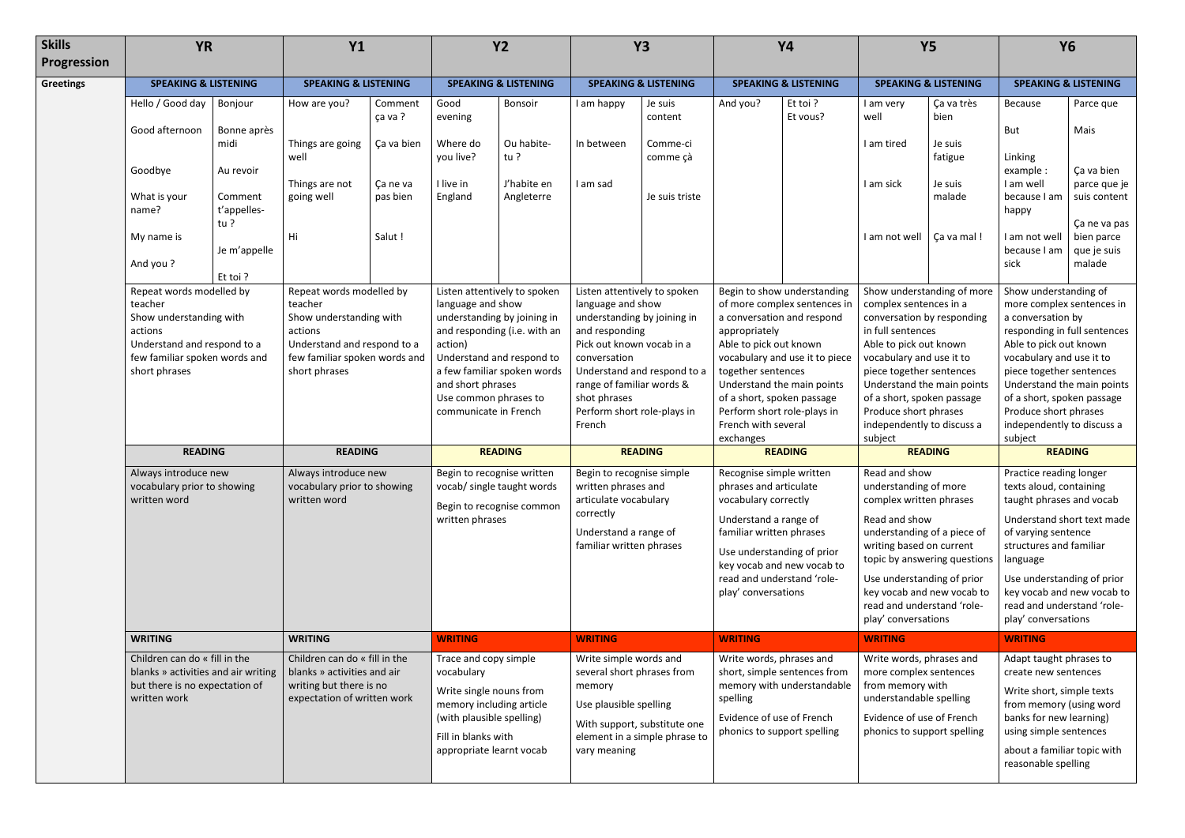| Skills Progression | YR | | Y1 | | Y2 | | Y3 | | Y4 | | Y5 | | Y6 | |
|---|---|---|---|---|---|---|---|---|---|---|---|---|---|---|
| **Greetings** | **SPEAKING & LISTENING** | | **SPEAKING & LISTENING** | | **SPEAKING & LISTENING** | | **SPEAKING & LISTENING** | | **SPEAKING & LISTENING** | | **SPEAKING & LISTENING** | | **SPEAKING & LISTENING** | |
| | Hello / Good day<br><br>Good afternoon<br><br>Goodbye<br><br>What is your name?<br><br>My name is<br><br>And you ? | Bonjour<br><br>Bonne après midi<br><br>Au revoir<br><br>Comment t'appelles-tu ?<br><br>Je m'appelle<br><br>Et toi ? | How are you?<br><br>Things are going well<br><br>Things are not going well<br><br>Hi | Comment ça va ?<br><br>Ça va bien<br><br>Ça ne va pas bien<br><br>Salut ! | Good evening<br><br>Where do you live?<br><br>I live in England | Bonsoir<br><br>Ou habite-tu ?<br><br>J'habite en Angleterre | I am happy<br><br>In between<br><br>I am sad | Je suis content<br><br>Comme-ci comme çà<br><br>Je suis triste | And you? | Et toi ?<br>Et vous? | I am very well<br><br>I am tired<br><br>I am sick<br><br>I am not well | Ça va très bien<br><br>Je suis fatigue<br><br>Je suis malade<br><br>Ça va mal ! | Because<br><br>But<br><br>Linking example :<br>I am well because I am happy<br><br>I am not well because I am sick | Parce que<br><br>Mais<br><br>Ça va bien parce que je suis content<br><br>Ça ne va pas bien parce que je suis malade |
| | Repeat words modelled by teacher<br>Show understanding with actions<br>Understand and respond to a few familiar spoken words and short phrases | | Repeat words modelled by teacher<br>Show understanding with actions<br>Understand and respond to a few familiar spoken words and short phrases | | Listen attentively to spoken language and show understanding by joining in and responding (i.e. with an action)<br>Understand and respond to a few familiar spoken words and short phrases<br>Use common phrases to communicate in French | | Listen attentively to spoken language and show understanding by joining in and responding<br>Pick out known vocab in a conversation<br>Understand and respond to a range of familiar words & shot phrases<br>Perform short role-plays in French | | Begin to show understanding of more complex sentences in a conversation and respond appropriately<br>Able to pick out known vocabulary and use it to piece together sentences<br>Understand the main points of a short, spoken passage<br>Perform short role-plays in French with several exchanges | | Show understanding of more complex sentences in a conversation by responding in full sentences<br>Able to pick out known vocabulary and use it to piece together sentences<br>Understand the main points of a short, spoken passage<br>Produce short phrases independently to discuss a subject | | Show understanding of more complex sentences in a conversation by responding in full sentences<br>Able to pick out known vocabulary and use it to piece together sentences<br>Understand the main points of a short, spoken passage<br>Produce short phrases independently to discuss a subject | |
| | **READING** | | **READING** | | **READING** | | **READING** | | **READING** | | **READING** | | **READING** | |
| | Always introduce new vocabulary prior to showing written word | | Always introduce new vocabulary prior to showing written word | | Begin to recognise written vocab/ single taught words<br><br>Begin to recognise common written phrases | | Begin to recognise simple written phrases and articulate vocabulary correctly<br><br>Understand a range of familiar written phrases | | Recognise simple written phrases and articulate vocabulary correctly<br><br>Understand a range of familiar written phrases<br><br>Use understanding of prior key vocab and new vocab to read and understand 'role-play' conversations | | Read and show understanding of more complex written phrases<br><br>Read and show understanding of a piece of writing based on current topic by answering questions<br><br>Use understanding of prior key vocab and new vocab to read and understand 'role-play' conversations | | Practice reading longer texts aloud, containing taught phrases and vocab<br><br>Understand short text made of varying sentence structures and familiar language<br><br>Use understanding of prior key vocab and new vocab to read and understand 'role-play' conversations | |
| | **WRITING** | | **WRITING** | | **WRITING** | | **WRITING** | | **WRITING** | | **WRITING** | | **WRITING** | |
| | Children can do « fill in the blanks » activities and air writing but there is no expectation of written work | | Children can do « fill in the blanks » activities and air writing but there is no expectation of written work | | Trace and copy simple vocabulary<br><br>Write single nouns from memory including article (with plausible spelling)<br><br>Fill in blanks with appropriate learnt vocab | | Write simple words and several short phrases from memory<br><br>Use plausible spelling<br><br>With support, substitute one element in a simple phrase to vary meaning | | Write words, phrases and short, simple sentences from memory with understandable spelling<br><br>Evidence of use of French phonics to support spelling | | Write words, phrases and more complex sentences from memory with understandable spelling<br><br>Evidence of use of French phonics to support spelling | | Adapt taught phrases to create new sentences<br><br>Write short, simple texts from memory (using word banks for new learning) using simple sentences<br><br>about a familiar topic with reasonable spelling | |